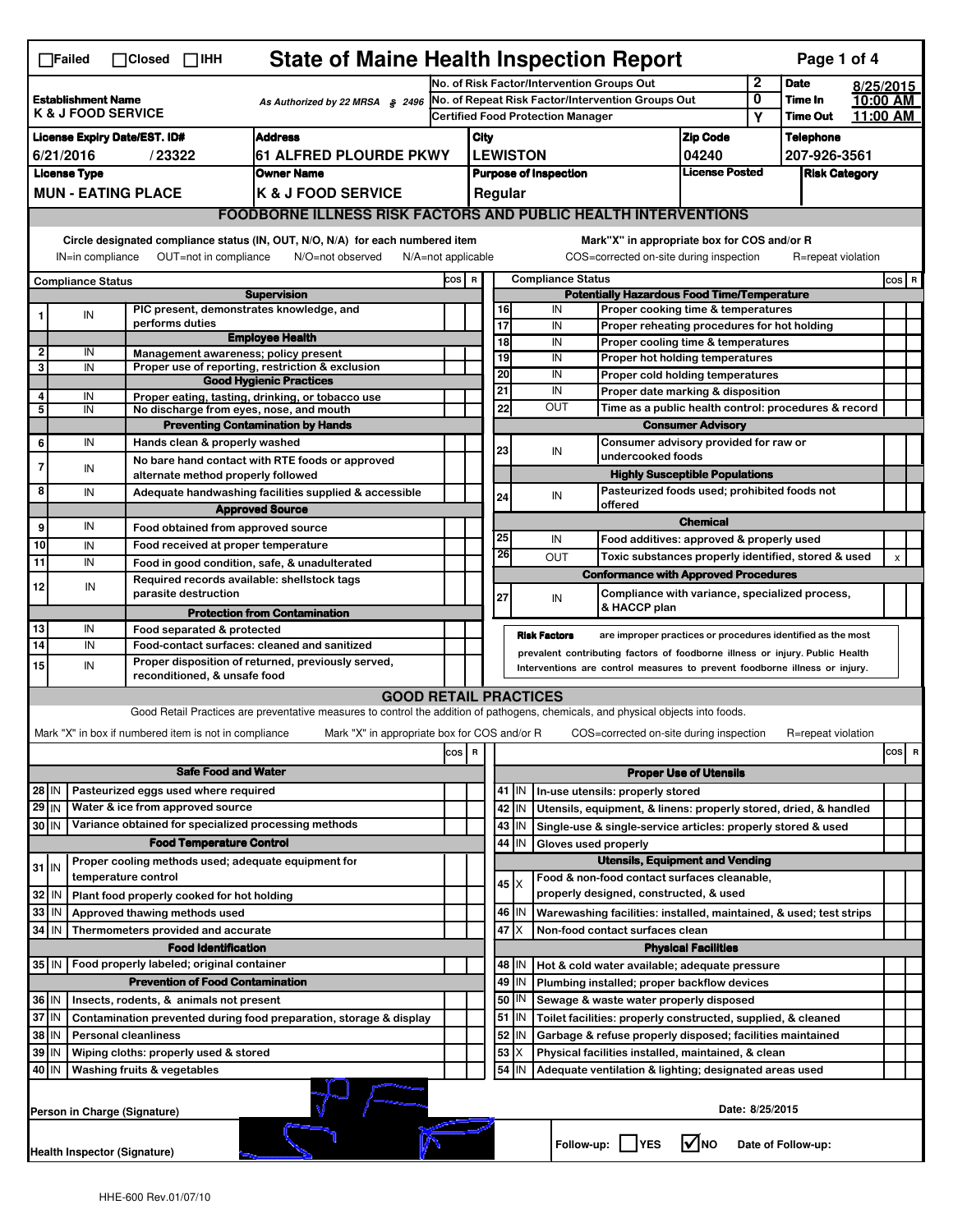☐Failed ☐Closed ☐IHH

# State of Maine Health Inspection Report

| | | | |
|---|---|---|---|
| **Establishment Name** K & J FOOD SERVICE | As Authorized by 22 MRSA § 2496 | No. of Risk Factor/Intervention Groups Out: 2 | **Date** 8/25/2015 |
| | | No. of Repeat Risk Factor/Intervention Groups Out: 0 | **Time In** 10:00 AM |
| | | Certified Food Protection Manager: Y | **Time Out** 11:00 AM |

| License Expiry Date/EST. ID# | Address | City | Zip Code | Telephone |
|---|---|---|---|---|
| 6/21/2016 / 23322 | 61 ALFRED PLOURDE PKWY | LEWISTON | 04240 | 207-926-3561 |

| License Type | Owner Name | Purpose of Inspection | License Posted | Risk Category |
|---|---|---|---|---|
| MUN - EATING PLACE | K & J FOOD SERVICE | Regular | | |

## FOODBORNE ILLNESS RISK FACTORS AND PUBLIC HEALTH INTERVENTIONS

Circle designated compliance status (IN, OUT, N/O, N/A) for each numbered item — IN=in compliance OUT=not in compliance N/O=not observed N/A=not applicable

Mark "X" in appropriate box for COS and/or R — COS=corrected on-site during inspection R=repeat violation

| # | Compliance Status | Item | COS | R |
|---|---|---|---|---|
| | | **Supervision** | | |
| 1 | IN | PIC present, demonstrates knowledge, and performs duties | | |
| | | **Employee Health** | | |
| 2 | IN | Management awareness; policy present | | |
| 3 | IN | Proper use of reporting, restriction & exclusion | | |
| | | **Good Hygienic Practices** | | |
| 4 | IN | Proper eating, tasting, drinking, or tobacco use | | |
| 5 | IN | No discharge from eyes, nose, and mouth | | |
| | | **Preventing Contamination by Hands** | | |
| 6 | IN | Hands clean & properly washed | | |
| 7 | IN | No bare hand contact with RTE foods or approved alternate method properly followed | | |
| 8 | IN | Adequate handwashing facilities supplied & accessible | | |
| | | **Approved Source** | | |
| 9 | IN | Food obtained from approved source | | |
| 10 | IN | Food received at proper temperature | | |
| 11 | IN | Food in good condition, safe, & unadulterated | | |
| 12 | IN | Required records available: shellstock tags parasite destruction | | |
| | | **Protection from Contamination** | | |
| 13 | IN | Food separated & protected | | |
| 14 | IN | Food-contact surfaces: cleaned and sanitized | | |
| 15 | IN | Proper disposition of returned, previously served, reconditioned, & unsafe food | | |
| | | **Potentially Hazardous Food Time/Temperature** | | |
| 16 | IN | Proper cooking time & temperatures | | |
| 17 | IN | Proper reheating procedures for hot holding | | |
| 18 | IN | Proper cooling time & temperatures | | |
| 19 | IN | Proper hot holding temperatures | | |
| 20 | IN | Proper cold holding temperatures | | |
| 21 | IN | Proper date marking & disposition | | |
| 22 | OUT | Time as a public health control: procedures & record | | |
| | | **Consumer Advisory** | | |
| 23 | IN | Consumer advisory provided for raw or undercooked foods | | |
| | | **Highly Susceptible Populations** | | |
| 24 | IN | Pasteurized foods used; prohibited foods not offered | | |
| | | **Chemical** | | |
| 25 | IN | Food additives: approved & properly used | | |
| 26 | OUT | Toxic substances properly identified, stored & used | | X |
| | | **Conformance with Approved Procedures** | | |
| 27 | IN | Compliance with variance, specialized process, & HACCP plan | | |

**Risk Factors** are improper practices or procedures identified as the most prevalent contributing factors of foodborne illness or injury. Public Health Interventions are control measures to prevent foodborne illness or injury.

## GOOD RETAIL PRACTICES

Good Retail Practices are preventative measures to control the addition of pathogens, chemicals, and physical objects into foods.

Mark "X" in box if numbered item is not in compliance — Mark "X" in appropriate box for COS and/or R — COS=corrected on-site during inspection R=repeat violation

| # | Status | Item | COS | R |
|---|---|---|---|---|
| | | **Safe Food and Water** | | |
| 28 | IN | Pasteurized eggs used where required | | |
| 29 | IN | Water & ice from approved source | | |
| 30 | IN | Variance obtained for specialized processing methods | | |
| | | **Food Temperature Control** | | |
| 31 | IN | Proper cooling methods used; adequate equipment for temperature control | | |
| 32 | IN | Plant food properly cooked for hot holding | | |
| 33 | IN | Approved thawing methods used | | |
| 34 | IN | Thermometers provided and accurate | | |
| | | **Food Identification** | | |
| 35 | IN | Food properly labeled; original container | | |
| | | **Prevention of Food Contamination** | | |
| 36 | IN | Insects, rodents, & animals not present | | |
| 37 | IN | Contamination prevented during food preparation, storage & display | | |
| 38 | IN | Personal cleanliness | | |
| 39 | IN | Wiping cloths: properly used & stored | | |
| 40 | IN | Washing fruits & vegetables | | |
| | | **Proper Use of Utensils** | | |
| 41 | IN | In-use utensils: properly stored | | |
| 42 | IN | Utensils, equipment, & linens: properly stored, dried, & handled | | |
| 43 | IN | Single-use & single-service articles: properly stored & used | | |
| 44 | IN | Gloves used properly | | |
| | | **Utensils, Equipment and Vending** | | |
| 45 | X | Food & non-food contact surfaces cleanable, properly designed, constructed, & used | | |
| 46 | IN | Warewashing facilities: installed, maintained, & used; test strips | | |
| 47 | X | Non-food contact surfaces clean | | |
| | | **Physical Facilities** | | |
| 48 | IN | Hot & cold water available; adequate pressure | | |
| 49 | IN | Plumbing installed; proper backflow devices | | |
| 50 | IN | Sewage & waste water properly disposed | | |
| 51 | IN | Toilet facilities: properly constructed, supplied, & cleaned | | |
| 52 | IN | Garbage & refuse properly disposed; facilities maintained | | |
| 53 | X | Physical facilities installed, maintained, & clean | | |
| 54 | IN | Adequate ventilation & lighting; designated areas used | | |

Person in Charge (Signature)

Date: 8/25/2015

Health Inspector (Signature)

Follow-up: ☐ YES ☑ NO Date of Follow-up:

HHE-600 Rev.01/07/10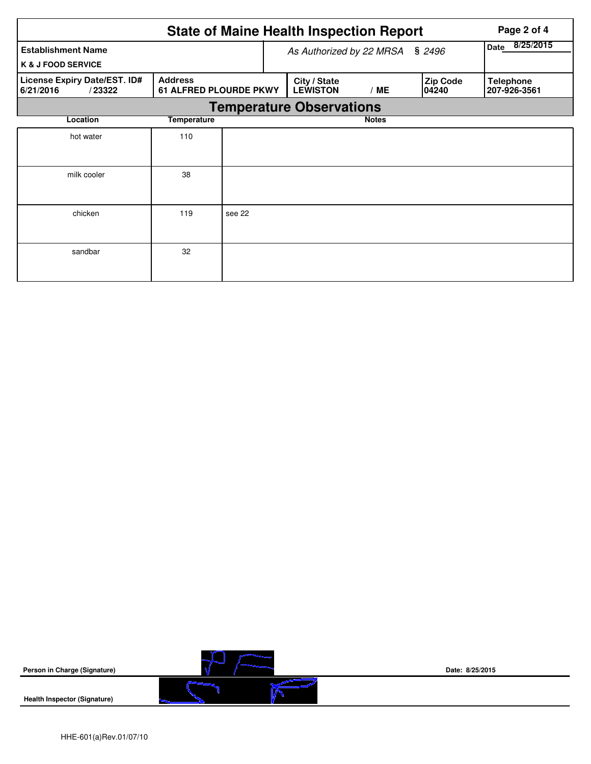# State of Maine Health Inspection Report

| Establishment Name | As Authorized by 22 MRSA § 2496 | | | Date 8/25/2015 |
|---|---|---|---|---|
| K & J FOOD SERVICE | | | | |
| License Expiry Date/EST. ID# | Address | City / State | Zip Code | Telephone |
| 6/21/2016 / 23322 | 61 ALFRED PLOURDE PKWY | LEWISTON / ME | 04240 | 207-926-3561 |

## Temperature Observations

| Location | Temperature | Notes |
|---|---|---|
| hot water | 110 | |
| milk cooler | 38 | |
| chicken | 119 | see 22 |
| sandbar | 32 | |

**Person in Charge (Signature)** Date: 8/25/2015

**Health Inspector (Signature)**

HHE-601(a)Rev.01/07/10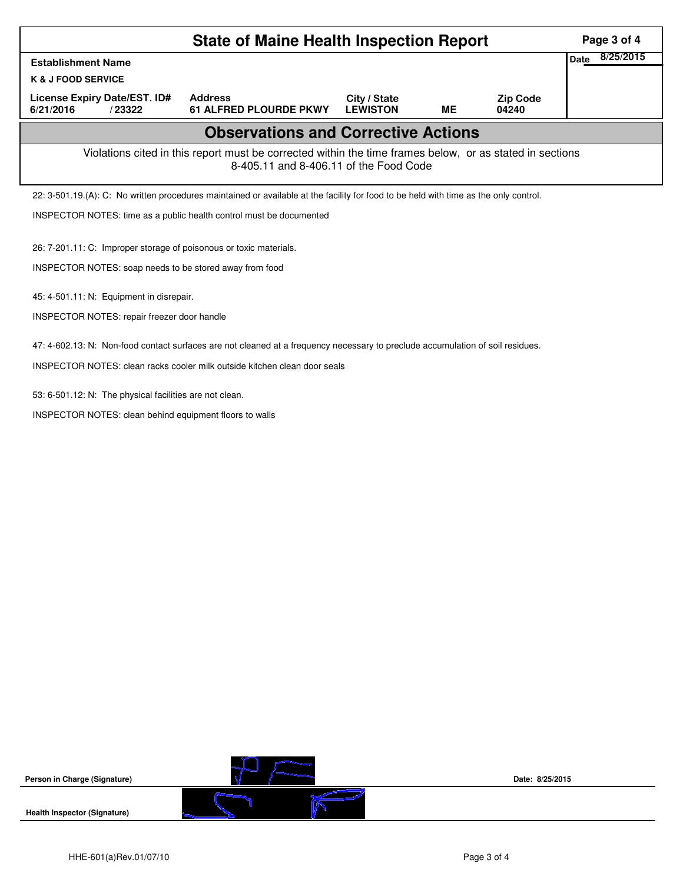# State of Maine Health Inspection Report

| Establishment Name | | | | | Date 8/25/2015 |
|---|---|---|---|---|---|
| K & J FOOD SERVICE | | | | | |
| License Expiry Date/EST. ID# | Address | City / State | | Zip Code | |
| 6/21/2016 / 23322 | 61 ALFRED PLOURDE PKWY | LEWISTON | ME | 04240 | |

## Observations and Corrective Actions

Violations cited in this report must be corrected within the time frames below, or as stated in sections 8-405.11 and 8-406.11 of the Food Code

22: 3-501.19.(A): C: No written procedures maintained or available at the facility for food to be held with time as the only control.

INSPECTOR NOTES: time as a public health control must be documented

26: 7-201.11: C: Improper storage of poisonous or toxic materials.

INSPECTOR NOTES: soap needs to be stored away from food

45: 4-501.11: N: Equipment in disrepair.

INSPECTOR NOTES: repair freezer door handle

47: 4-602.13: N: Non-food contact surfaces are not cleaned at a frequency necessary to preclude accumulation of soil residues.

INSPECTOR NOTES: clean racks cooler milk outside kitchen clean door seals

53: 6-501.12: N: The physical facilities are not clean.

INSPECTOR NOTES: clean behind equipment floors to walls

**Person in Charge (Signature)** [signature] **Date: 8/25/2015**

**Health Inspector (Signature)** [signature]

HHE-601(a)Rev.01/07/10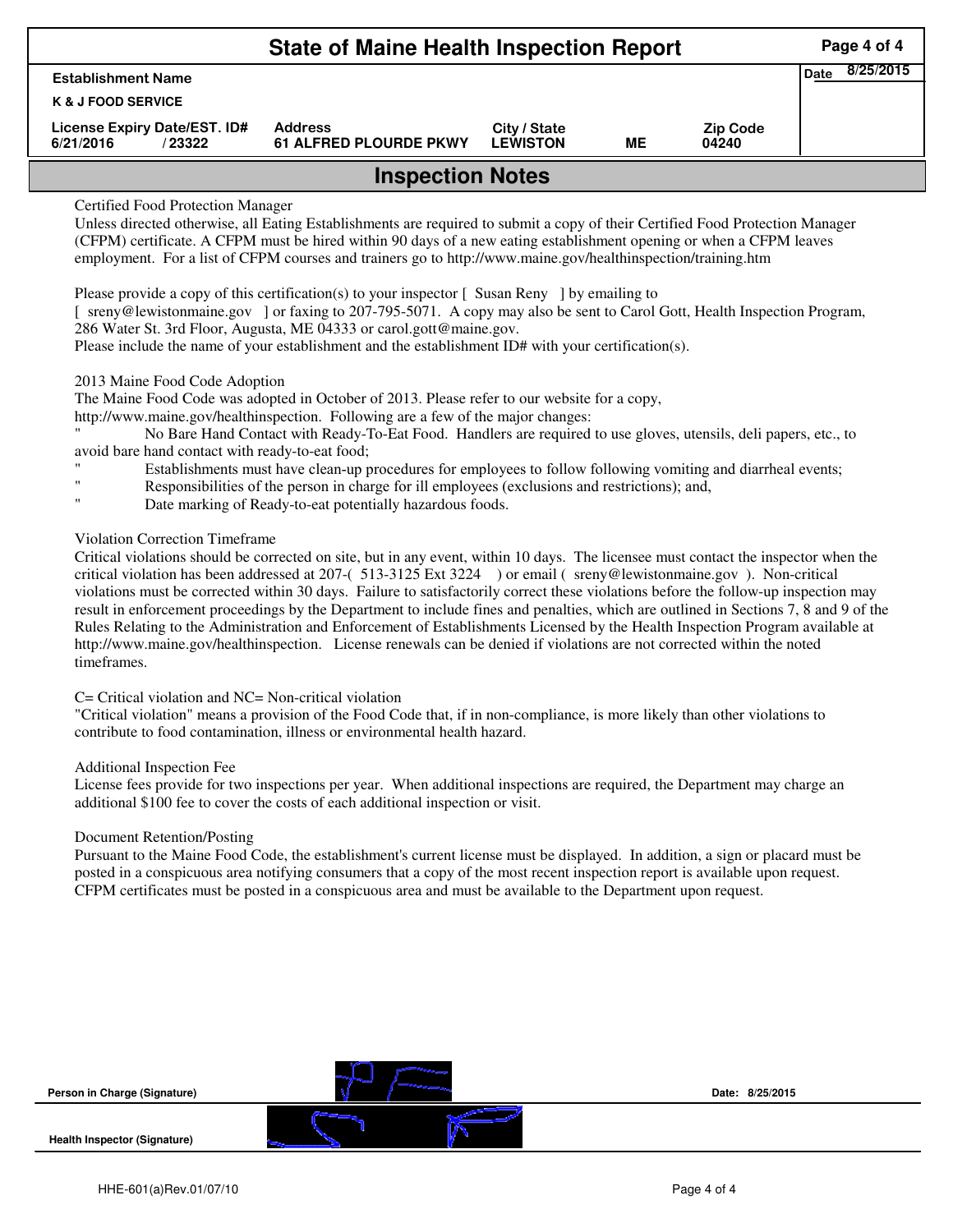# State of Maine Health Inspection Report

| Establishment Name | | | | | Date 8/25/2015 |
|---|---|---|---|---|---|
| K & J FOOD SERVICE | | | | | |
| License Expiry Date/EST. ID# | Address | City / State | | Zip Code | |
| 6/21/2016 / 23322 | 61 ALFRED PLOURDE PKWY | LEWISTON | ME | 04240 | |

## Inspection Notes

Certified Food Protection Manager

Unless directed otherwise, all Eating Establishments are required to submit a copy of their Certified Food Protection Manager (CFPM) certificate. A CFPM must be hired within 90 days of a new eating establishment opening or when a CFPM leaves employment. For a list of CFPM courses and trainers go to http://www.maine.gov/healthinspection/training.htm

Please provide a copy of this certification(s) to your inspector [ Susan Reny ] by emailing to [ sreny@lewistonmaine.gov ] or faxing to 207-795-5071. A copy may also be sent to Carol Gott, Health Inspection Program, 286 Water St. 3rd Floor, Augusta, ME 04333 or carol.gott@maine.gov.

Please include the name of your establishment and the establishment ID# with your certification(s).

2013 Maine Food Code Adoption

The Maine Food Code was adopted in October of 2013. Please refer to our website for a copy, http://www.maine.gov/healthinspection. Following are a few of the major changes:

" No Bare Hand Contact with Ready-To-Eat Food. Handlers are required to use gloves, utensils, deli papers, etc., to avoid bare hand contact with ready-to-eat food;

" Establishments must have clean-up procedures for employees to follow following vomiting and diarrheal events;

" Responsibilities of the person in charge for ill employees (exclusions and restrictions); and,

" Date marking of Ready-to-eat potentially hazardous foods.

Violation Correction Timeframe

Critical violations should be corrected on site, but in any event, within 10 days. The licensee must contact the inspector when the critical violation has been addressed at 207-( 513-3125 Ext 3224 ) or email ( sreny@lewistonmaine.gov ). Non-critical violations must be corrected within 30 days. Failure to satisfactorily correct these violations before the follow-up inspection may result in enforcement proceedings by the Department to include fines and penalties, which are outlined in Sections 7, 8 and 9 of the Rules Relating to the Administration and Enforcement of Establishments Licensed by the Health Inspection Program available at http://www.maine.gov/healthinspection. License renewals can be denied if violations are not corrected within the noted timeframes.

C= Critical violation and NC= Non-critical violation

"Critical violation" means a provision of the Food Code that, if in non-compliance, is more likely than other violations to contribute to food contamination, illness or environmental health hazard.

Additional Inspection Fee

License fees provide for two inspections per year. When additional inspections are required, the Department may charge an additional $100 fee to cover the costs of each additional inspection or visit.

Document Retention/Posting

Pursuant to the Maine Food Code, the establishment's current license must be displayed. In addition, a sign or placard must be posted in a conspicuous area notifying consumers that a copy of the most recent inspection report is available upon request. CFPM certificates must be posted in a conspicuous area and must be available to the Department upon request.

Person in Charge (Signature) Date: 8/25/2015

Health Inspector (Signature)

HHE-601(a)Rev.01/07/10